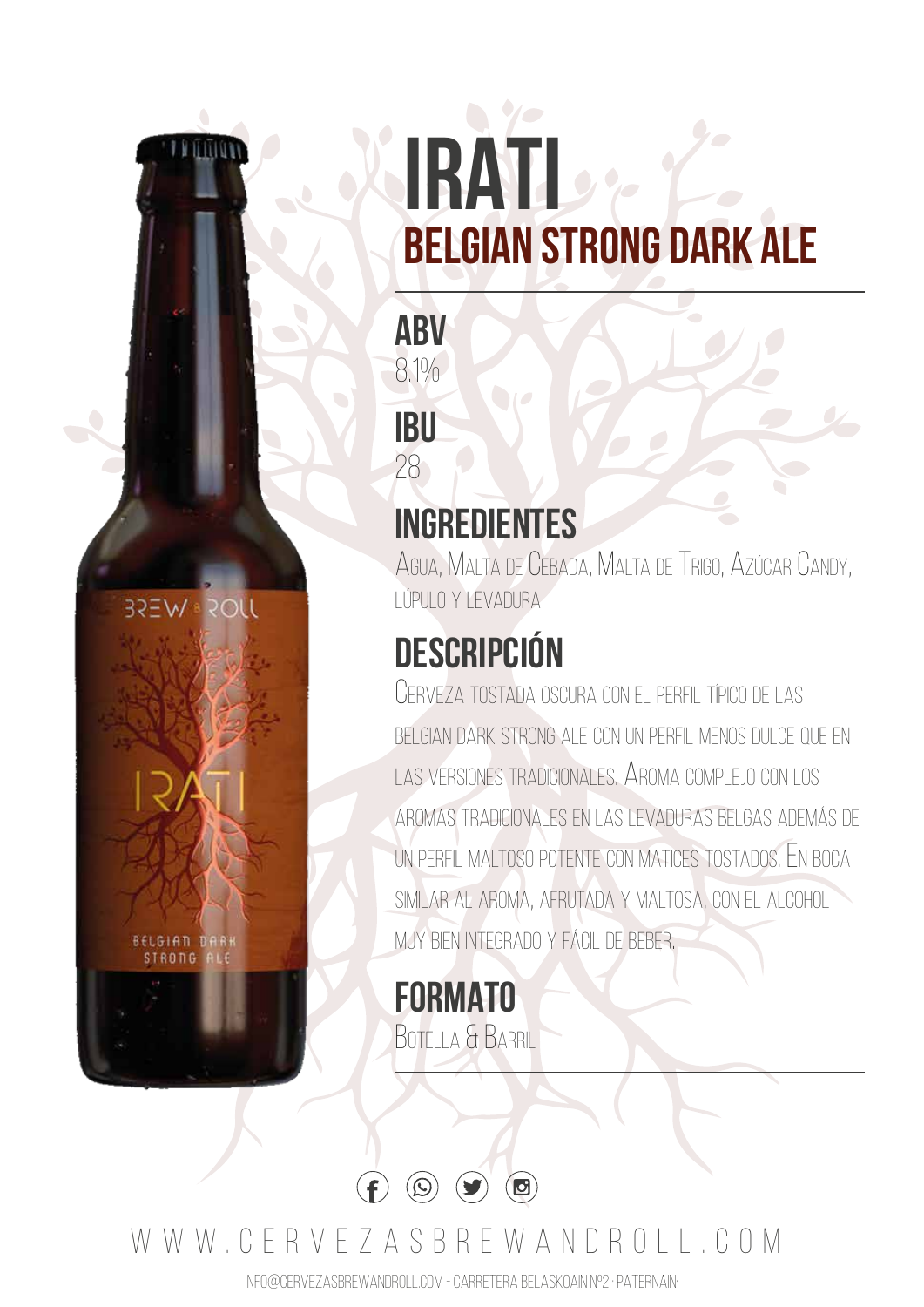# IRATI

## BELGIAN STRONG DARK ALE

### ABV

8.1%

### IBU

28

### INGREDIENTES

Agua, Malta de Cebada, Malta de Trigo, Azúcar Candy, lúpulo y levadura

### DESCRIPCIÓN

Cerveza tostada oscura con el perfil típico de las Belgian Dark Strong Ale con un perfil menos dulce que en las versiones tradicionales. Aroma complejo con los aromas tradicionales en las levaduras belgas además de un perfil maltoso potente con matices tostados. En boca similar al aroma, afrutada y maltosa, con el alcohol muy bien integrado y fácil de beber.

### FORMATO

Botella & Barril

WWW.CERVEZASBREWANDROLL.COM

INFO@CERVEZASBREWANDROLL.COM - CARRETERA BELASKOAIN Nº2 · PATERNAIN·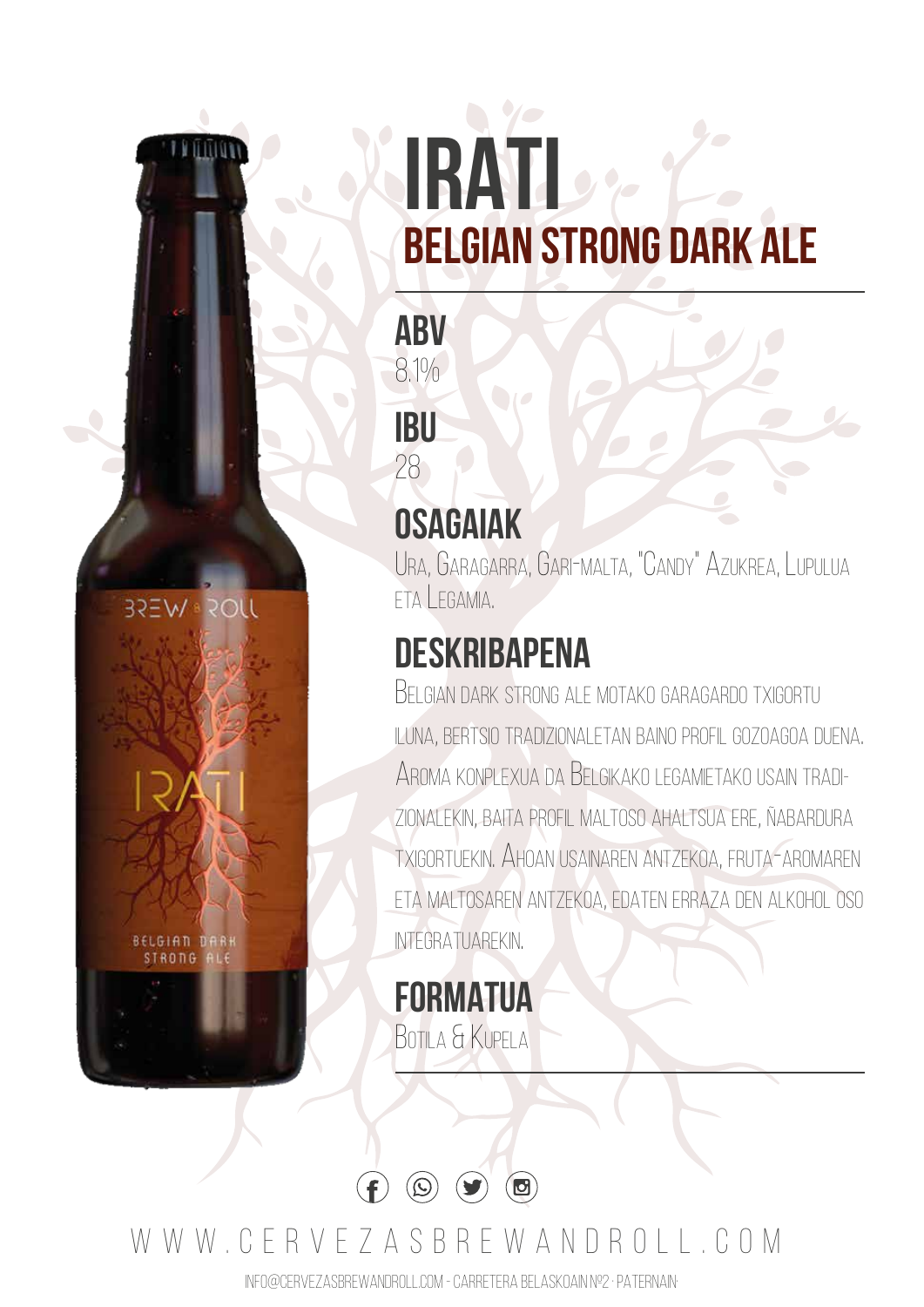# IRATI

## BELGIAN STRONG DARK ALE

### ABV

8.1%

### IBU

28

### OSAGAIAK

Ura, Garagarra, Gari-malta, "Candy" Azukrea, Lupulua eta Legamia.

### DESKRIBAPENA

Belgian dark strong ale motako garagardo txigortu iluna, bertsio tradizionaletan baino profil gozoagoa duena. Aroma konplexua da Belgikako legamietako usain tradizionalekin, baita profil maltoso ahaltsua ere, ñabardura txigortuekin. Ahoan usainaren antzekoa, fruta-aromaren eta maltosaren antzekoa, edaten erraza den alkohol oso integratuarekin.

### FORMATUA

Botila & Kupela

WWW.CERVEZASBREWANDROLL.COM

INFO@CERVEZASBREWANDROLL.COM - CARRETERA BELASKOAIN Nº2 · PATERNAIN·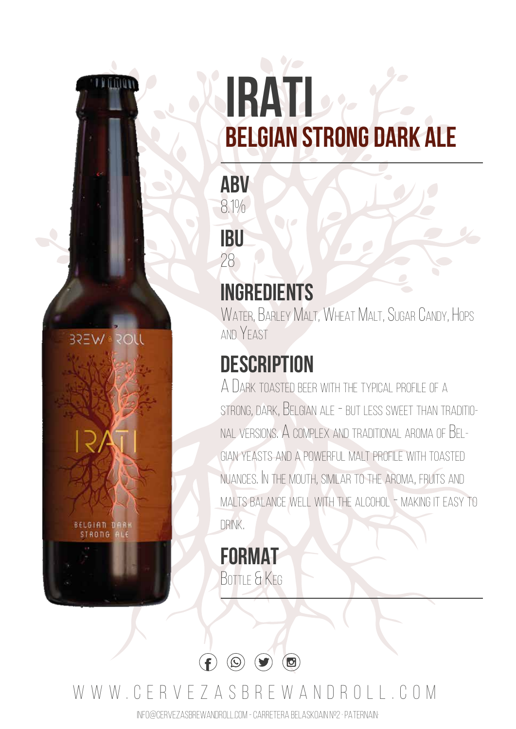# IRATI

## BELGIAN STRONG DARK ALE

### ABV

8.1%

### IBU

28

### INGREDIENTS

Water, Barley Malt, Wheat Malt, Sugar Candy, Hops and Yeast

### DESCRIPTION

A Dark toasted beer with the typical profile of a strong, dark, Belgian ale - but less sweet than traditional versions. A complex and traditional aroma of Belgian yeasts and a powerful malt profile with toasted nuances. In the mouth, similar to the aroma, fruits and malts balance well with the alcohol - making it easy to drink.

### FORMAT

Bottle & Keg

WWW.CERVEZASBREWANDROLL.COM

INFO@CERVEZASBREWANDROLL.COM - CARRETERA BELASKOAIN Nº2 · PATERNAIN·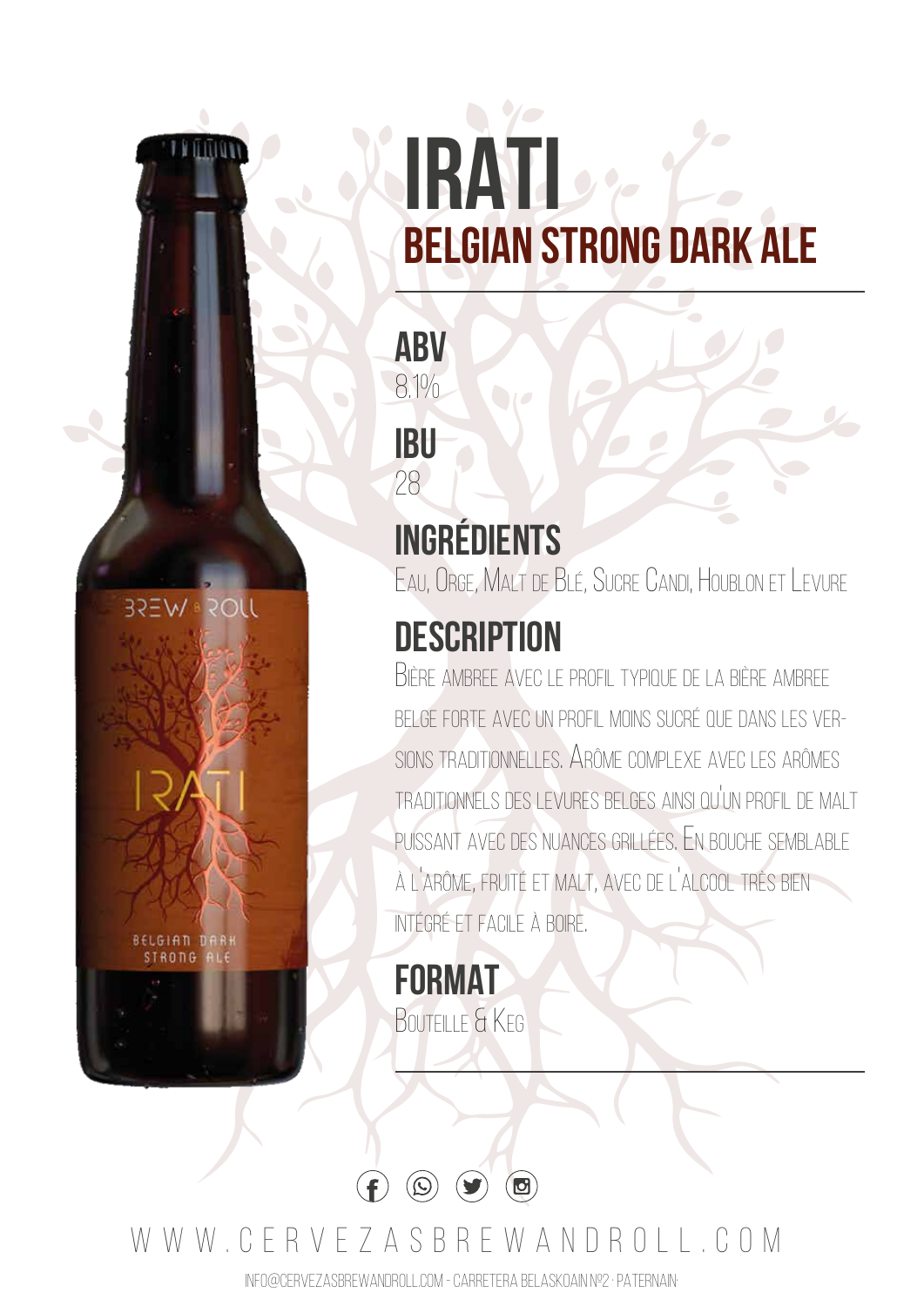# IRATI

## BELGIAN STRONG DARK ALE

### ABV
8.1%

### IBU
28

### INGRÉDIENTS
Eau, Orge, Malt de Blé, Sucre Candi, Houblon et Levure

### DESCRIPTION
Bière ambree avec le profil typique de la bière ambree belge forte avec un profil moins sucré que dans les versions traditionnelles. Arôme complexe avec les arômes traditionnels des levures belges ainsi qu'un profil de malt puissant avec des nuances grillées. En bouche semblable à l'arôme, fruité et malt, avec de l'alcool très bien intégré et facile à boire.

### FORMAT
Bouteille & Keg

WWW.CERVEZASBREWANDROLL.COM

INFO@CERVEZASBREWANDROLL.COM - CARRETERA BELASKOAIN Nº2 · PATERNAIN·